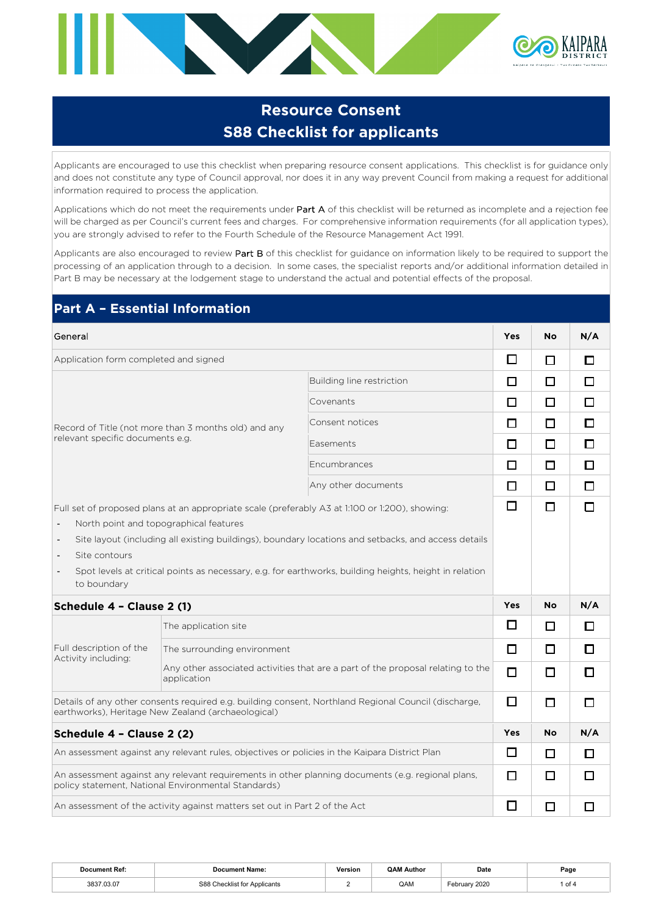# Resource Consent
# S88 Checklist for applicants

Applicants are encouraged to use this checklist when preparing resource consent applications. This checklist is for guidance only and does not constitute any type of Council approval, nor does it in any way prevent Council from making a request for additional information required to process the application.

Applications which do not meet the requirements under Part A of this checklist will be returned as incomplete and a rejection fee will be charged as per Council's current fees and charges. For comprehensive information requirements (for all application types), you are strongly advised to refer to the Fourth Schedule of the Resource Management Act 1991.

Applicants are also encouraged to review Part B of this checklist for guidance on information likely to be required to support the processing of an application through to a decision. In some cases, the specialist reports and/or additional information detailed in Part B may be necessary at the lodgement stage to understand the actual and potential effects of the proposal.

## Part A – Essential Information

| General | | Yes | No | N/A |
|---|---|---|---|---|
| Application form completed and signed | | ☐ | ☐ | ☐ |
| Record of Title (not more than 3 months old) and any relevant specific documents e.g. | Building line restriction | ☐ | ☐ | ☐ |
| | Covenants | ☐ | ☐ | ☐ |
| | Consent notices | ☐ | ☐ | ☐ |
| | Easements | ☐ | ☐ | ☐ |
| | Encumbrances | ☐ | ☐ | ☐ |
| | Any other documents | ☐ | ☐ | ☐ |
| Full set of proposed plans at an appropriate scale (preferably A3 at 1:100 or 1:200), showing:<br>- North point and topographical features<br>- Site layout (including all existing buildings), boundary locations and setbacks, and access details<br>- Site contours<br>- Spot levels at critical points as necessary, e.g. for earthworks, building heights, height in relation to boundary | | ☐ | ☐ | ☐ |

| **Schedule 4 – Clause 2 (1)** | | **Yes** | **No** | **N/A** |
|---|---|---|---|---|
| Full description of the Activity including: | The application site | ☐ | ☐ | ☐ |
| | The surrounding environment | ☐ | ☐ | ☐ |
| | Any other associated activities that are a part of the proposal relating to the application | ☐ | ☐ | ☐ |
| Details of any other consents required e.g. building consent, Northland Regional Council (discharge, earthworks), Heritage New Zealand (archaeological) | | ☐ | ☐ | ☐ |

| **Schedule 4 – Clause 2 (2)** | **Yes** | **No** | **N/A** |
|---|---|---|---|
| An assessment against any relevant rules, objectives or policies in the Kaipara District Plan | ☐ | ☐ | ☐ |
| An assessment against any relevant requirements in other planning documents (e.g. regional plans, policy statement, National Environmental Standards) | ☐ | ☐ | ☐ |
| An assessment of the activity against matters set out in Part 2 of the Act | ☐ | ☐ | ☐ |

| Document Ref: | Document Name: | Version | QAM Author | Date |
|---|---|---|---|---|
| 3837.03.07 | S88 Checklist for Applicants | 2 | QAM | February 2020 |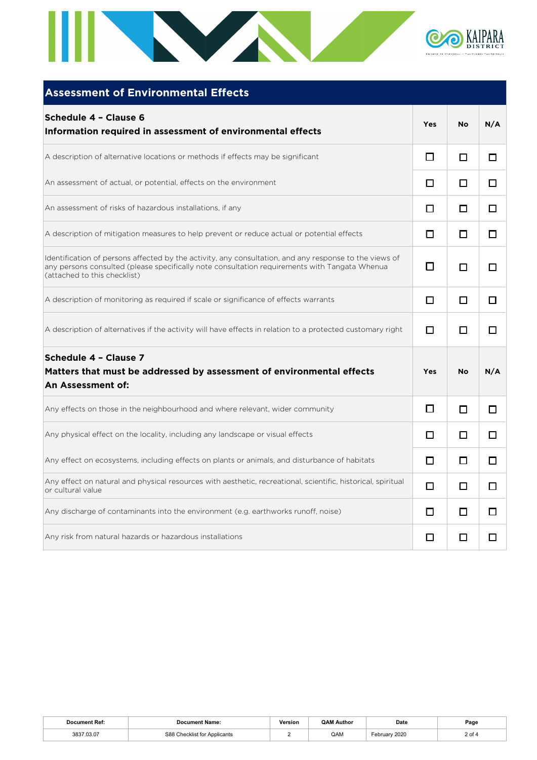## Assessment of Environmental Effects

| **Schedule 4 – Clause 6**<br>**Information required in assessment of environmental effects** | **Yes** | **No** | **N/A** |
|---|---|---|---|
| A description of alternative locations or methods if effects may be significant | ☐ | ☐ | ☐ |
| An assessment of actual, or potential, effects on the environment | ☐ | ☐ | ☐ |
| An assessment of risks of hazardous installations, if any | ☐ | ☐ | ☐ |
| A description of mitigation measures to help prevent or reduce actual or potential effects | ☐ | ☐ | ☐ |
| Identification of persons affected by the activity, any consultation, and any response to the views of any persons consulted (please specifically note consultation requirements with Tangata Whenua (attached to this checklist) | ☐ | ☐ | ☐ |
| A description of monitoring as required if scale or significance of effects warrants | ☐ | ☐ | ☐ |
| A description of alternatives if the activity will have effects in relation to a protected customary right | ☐ | ☐ | ☐ |
| **Schedule 4 – Clause 7**<br>**Matters that must be addressed by assessment of environmental effects**<br>**An Assessment of:** | **Yes** | **No** | **N/A** |
| Any effects on those in the neighbourhood and where relevant, wider community | ☐ | ☐ | ☐ |
| Any physical effect on the locality, including any landscape or visual effects | ☐ | ☐ | ☐ |
| Any effect on ecosystems, including effects on plants or animals, and disturbance of habitats | ☐ | ☐ | ☐ |
| Any effect on natural and physical resources with aesthetic, recreational, scientific, historical, spiritual or cultural value | ☐ | ☐ | ☐ |
| Any discharge of contaminants into the environment (e.g. earthworks runoff, noise) | ☐ | ☐ | ☐ |
| Any risk from natural hazards or hazardous installations | ☐ | ☐ | ☐ |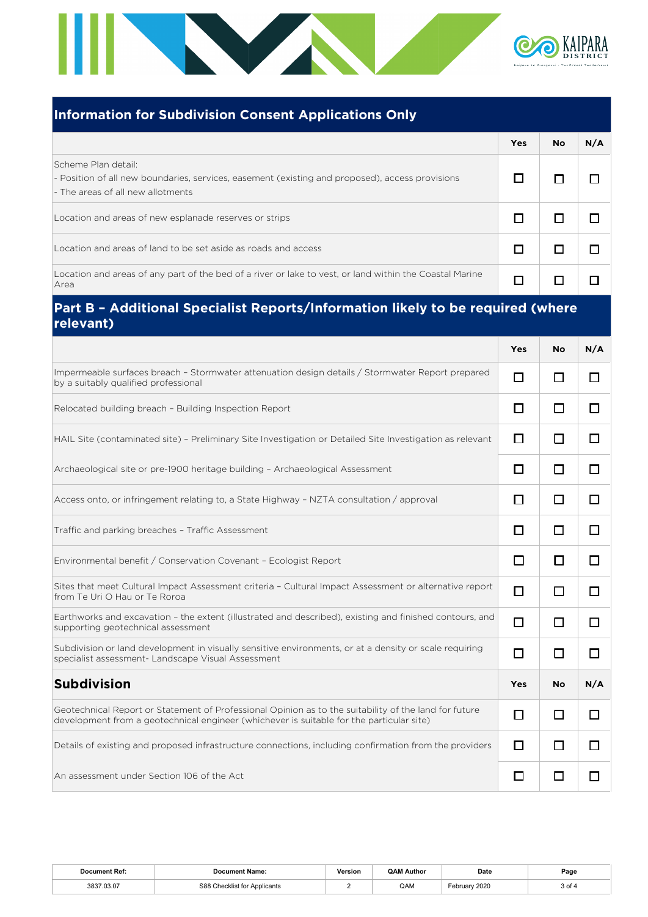## Information for Subdivision Consent Applications Only

| | Yes | No | N/A |
|---|---|---|---|
| Scheme Plan detail:<br>- Position of all new boundaries, services, easement (existing and proposed), access provisions<br>- The areas of all new allotments | ☐ | ☐ | ☐ |
| Location and areas of new esplanade reserves or strips | ☐ | ☐ | ☐ |
| Location and areas of land to be set aside as roads and access | ☐ | ☐ | ☐ |
| Location and areas of any part of the bed of a river or lake to vest, or land within the Coastal Marine Area | ☐ | ☐ | ☐ |

## Part B – Additional Specialist Reports/Information likely to be required (where relevant)

| | Yes | No | N/A |
|---|---|---|---|
| Impermeable surfaces breach – Stormwater attenuation design details / Stormwater Report prepared by a suitably qualified professional | ☐ | ☐ | ☐ |
| Relocated building breach – Building Inspection Report | ☐ | ☐ | ☐ |
| HAIL Site (contaminated site) – Preliminary Site Investigation or Detailed Site Investigation as relevant | ☐ | ☐ | ☐ |
| Archaeological site or pre-1900 heritage building – Archaeological Assessment | ☐ | ☐ | ☐ |
| Access onto, or infringement relating to, a State Highway – NZTA consultation / approval | ☐ | ☐ | ☐ |
| Traffic and parking breaches – Traffic Assessment | ☐ | ☐ | ☐ |
| Environmental benefit / Conservation Covenant – Ecologist Report | ☐ | ☐ | ☐ |
| Sites that meet Cultural Impact Assessment criteria – Cultural Impact Assessment or alternative report from Te Uri O Hau or Te Roroa | ☐ | ☐ | ☐ |
| Earthworks and excavation – the extent (illustrated and described), existing and finished contours, and supporting geotechnical assessment | ☐ | ☐ | ☐ |
| Subdivision or land development in visually sensitive environments, or at a density or scale requiring specialist assessment- Landscape Visual Assessment | ☐ | ☐ | ☐ |

| **Subdivision** | Yes | No | N/A |
|---|---|---|---|
| Geotechnical Report or Statement of Professional Opinion as to the suitability of the land for future development from a geotechnical engineer (whichever is suitable for the particular site) | ☐ | ☐ | ☐ |
| Details of existing and proposed infrastructure connections, including confirmation from the providers | ☐ | ☐ | ☐ |
| An assessment under Section 106 of the Act | ☐ | ☐ | ☐ |

| Document Ref: | Document Name: | Version | QAM Author | Date | Page |
|---|---|---|---|---|---|
| 3837.03.07 | S88 Checklist for Applicants | 2 | QAM | February 2020 | 3 of 4 |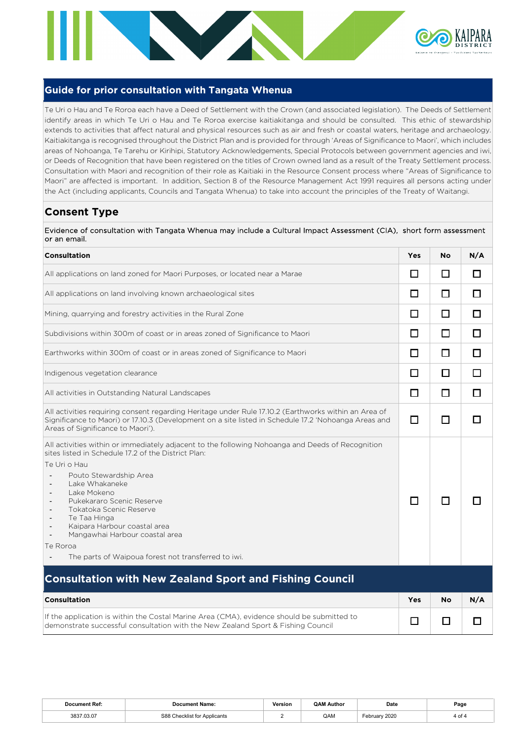## Guide for prior consultation with Tangata Whenua

Te Uri o Hau and Te Roroa each have a Deed of Settlement with the Crown (and associated legislation). The Deeds of Settlement identify areas in which Te Uri o Hau and Te Roroa exercise kaitiakitanga and should be consulted. This ethic of stewardship extends to activities that affect natural and physical resources such as air and fresh or coastal waters, heritage and archaeology. Kaitiakitanga is recognised throughout the District Plan and is provided for through 'Areas of Significance to Maori', which includes areas of Nohoanga, Te Tarehu or Kirihipi, Statutory Acknowledgements, Special Protocols between government agencies and iwi, or Deeds of Recognition that have been registered on the titles of Crown owned land as a result of the Treaty Settlement process. Consultation with Maori and recognition of their role as Kaitiaki in the Resource Consent process where "Areas of Significance to Maori" are affected is important. In addition, Section 8 of the Resource Management Act 1991 requires all persons acting under the Act (including applicants, Councils and Tangata Whenua) to take into account the principles of the Treaty of Waitangi.

## Consent Type

Evidence of consultation with Tangata Whenua may include a Cultural Impact Assessment (CIA), short form assessment or an email.

| Consultation | Yes | No | N/A |
|---|---|---|---|
| All applications on land zoned for Maori Purposes, or located near a Marae | ☐ | ☐ | ☐ |
| All applications on land involving known archaeological sites | ☐ | ☐ | ☐ |
| Mining, quarrying and forestry activities in the Rural Zone | ☐ | ☐ | ☐ |
| Subdivisions within 300m of coast or in areas zoned of Significance to Maori | ☐ | ☐ | ☐ |
| Earthworks within 300m of coast or in areas zoned of Significance to Maori | ☐ | ☐ | ☐ |
| Indigenous vegetation clearance | ☐ | ☐ | ☐ |
| All activities in Outstanding Natural Landscapes | ☐ | ☐ | ☐ |
| All activities requiring consent regarding Heritage under Rule 17.10.2 (Earthworks within an Area of Significance to Maori) or 17.10.3 (Development on a site listed in Schedule 17.2 'Nohoanga Areas and Areas of Significance to Maori'). | ☐ | ☐ | ☐ |
| All activities within or immediately adjacent to the following Nohoanga and Deeds of Recognition sites listed in Schedule 17.2 of the District Plan:<br>Te Uri o Hau<br>- Pouto Stewardship Area<br>- Lake Whakaneke<br>- Lake Mokeno<br>- Pukekararo Scenic Reserve<br>- Tokatoka Scenic Reserve<br>- Te Taa Hinga<br>- Kaipara Harbour coastal area<br>- Mangawhai Harbour coastal area<br>Te Roroa<br>- The parts of Waipoua forest not transferred to iwi. | ☐ | ☐ | ☐ |

## Consultation with New Zealand Sport and Fishing Council

| Consultation | Yes | No | N/A |
|---|---|---|---|
| If the application is within the Costal Marine Area (CMA), evidence should be submitted to demonstrate successful consultation with the New Zealand Sport & Fishing Council | ☐ | ☐ | ☐ |